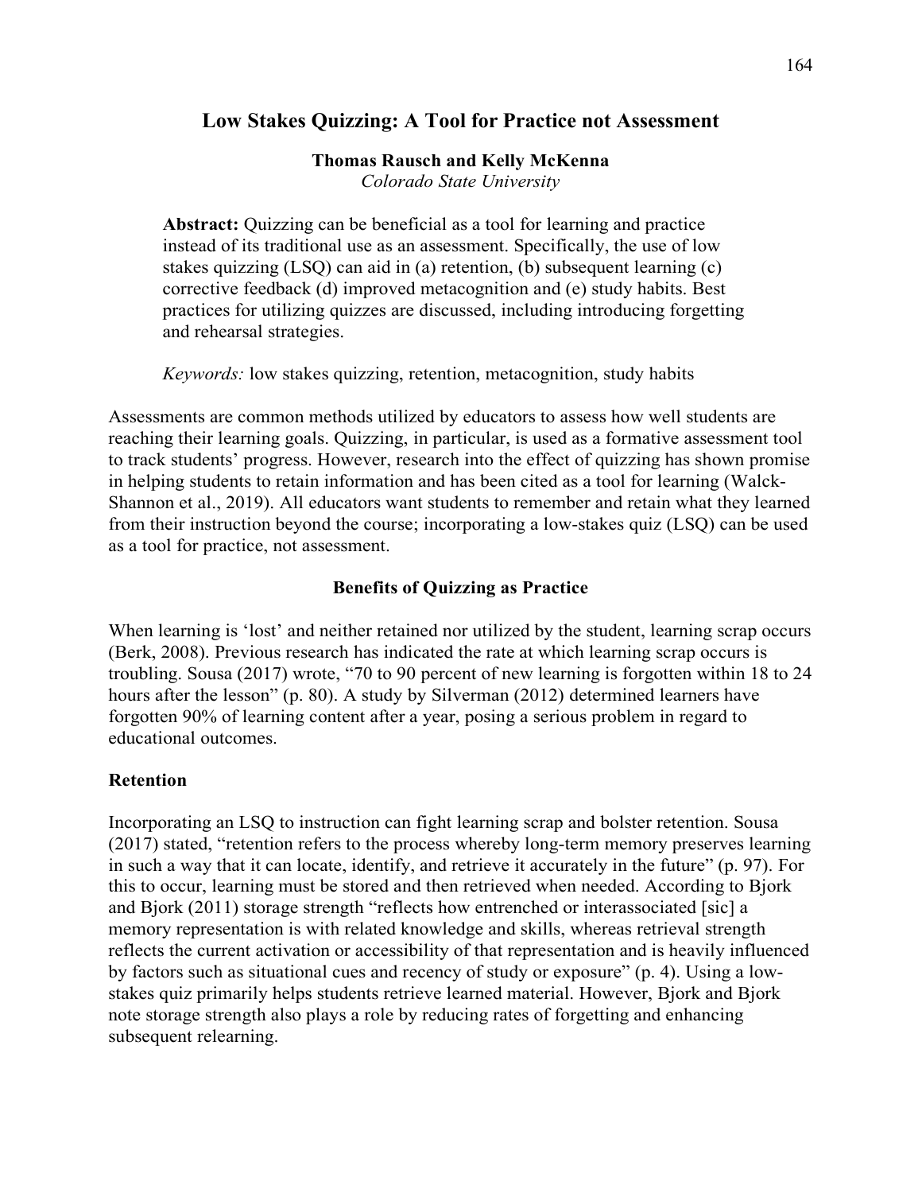# Low Stakes Quizzing: A Tool for Practice not Assessment

**Thomas Rausch and Kelly McKenna**
*Colorado State University*

**Abstract:** Quizzing can be beneficial as a tool for learning and practice instead of its traditional use as an assessment. Specifically, the use of low stakes quizzing (LSQ) can aid in (a) retention, (b) subsequent learning (c) corrective feedback (d) improved metacognition and (e) study habits. Best practices for utilizing quizzes are discussed, including introducing forgetting and rehearsal strategies.

*Keywords:* low stakes quizzing, retention, metacognition, study habits

Assessments are common methods utilized by educators to assess how well students are reaching their learning goals. Quizzing, in particular, is used as a formative assessment tool to track students' progress. However, research into the effect of quizzing has shown promise in helping students to retain information and has been cited as a tool for learning (Walck-Shannon et al., 2019). All educators want students to remember and retain what they learned from their instruction beyond the course; incorporating a low-stakes quiz (LSQ) can be used as a tool for practice, not assessment.

## Benefits of Quizzing as Practice

When learning is 'lost' and neither retained nor utilized by the student, learning scrap occurs (Berk, 2008). Previous research has indicated the rate at which learning scrap occurs is troubling. Sousa (2017) wrote, "70 to 90 percent of new learning is forgotten within 18 to 24 hours after the lesson" (p. 80). A study by Silverman (2012) determined learners have forgotten 90% of learning content after a year, posing a serious problem in regard to educational outcomes.

### Retention

Incorporating an LSQ to instruction can fight learning scrap and bolster retention. Sousa (2017) stated, "retention refers to the process whereby long-term memory preserves learning in such a way that it can locate, identify, and retrieve it accurately in the future" (p. 97). For this to occur, learning must be stored and then retrieved when needed. According to Bjork and Bjork (2011) storage strength "reflects how entrenched or interassociated [sic] a memory representation is with related knowledge and skills, whereas retrieval strength reflects the current activation or accessibility of that representation and is heavily influenced by factors such as situational cues and recency of study or exposure" (p. 4). Using a low-stakes quiz primarily helps students retrieve learned material. However, Bjork and Bjork note storage strength also plays a role by reducing rates of forgetting and enhancing subsequent relearning.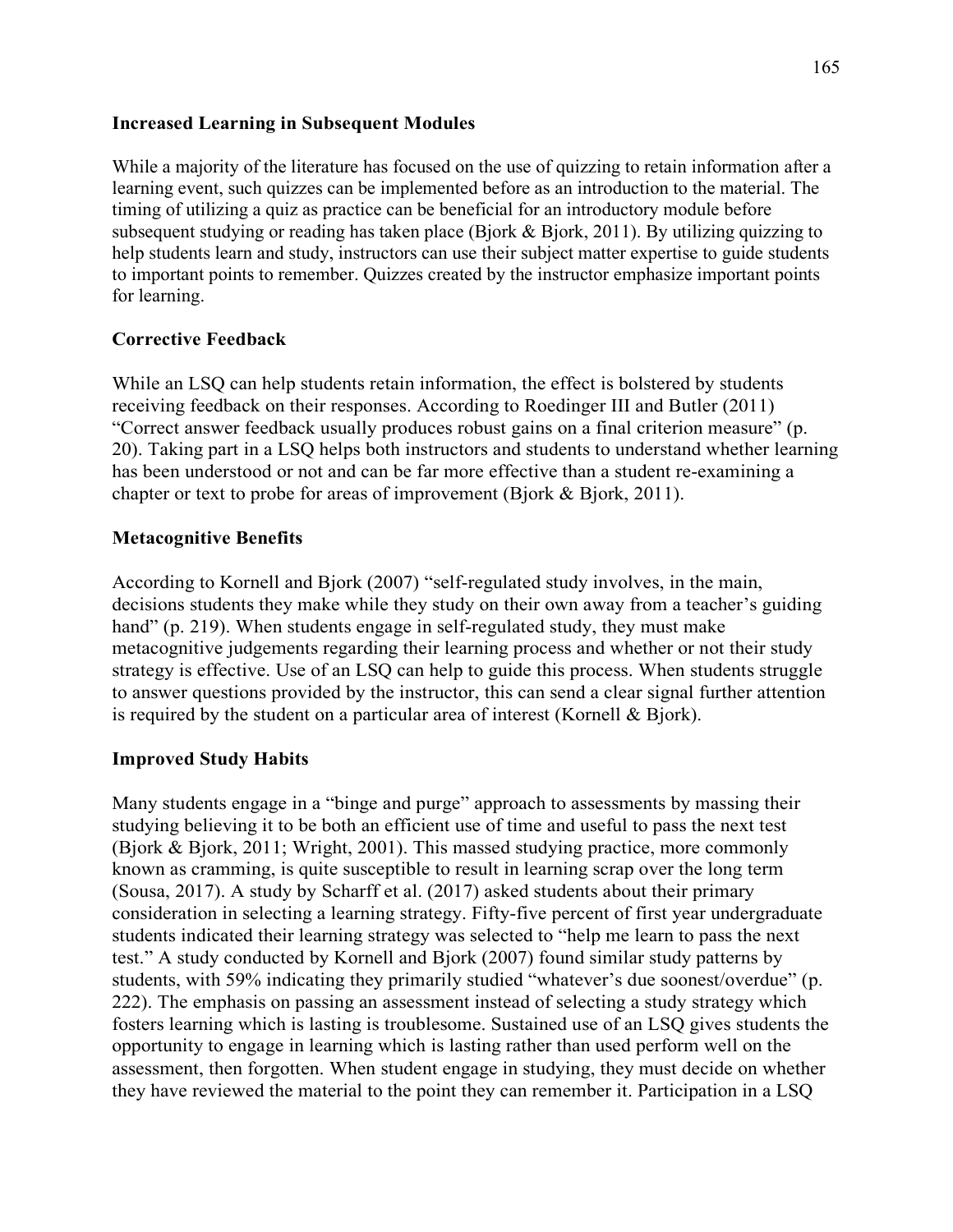**Increased Learning in Subsequent Modules**

While a majority of the literature has focused on the use of quizzing to retain information after a learning event, such quizzes can be implemented before as an introduction to the material. The timing of utilizing a quiz as practice can be beneficial for an introductory module before subsequent studying or reading has taken place (Bjork & Bjork, 2011). By utilizing quizzing to help students learn and study, instructors can use their subject matter expertise to guide students to important points to remember. Quizzes created by the instructor emphasize important points for learning.

**Corrective Feedback**

While an LSQ can help students retain information, the effect is bolstered by students receiving feedback on their responses. According to Roedinger III and Butler (2011) "Correct answer feedback usually produces robust gains on a final criterion measure" (p. 20). Taking part in a LSQ helps both instructors and students to understand whether learning has been understood or not and can be far more effective than a student re-examining a chapter or text to probe for areas of improvement (Bjork & Bjork, 2011).

**Metacognitive Benefits**

According to Kornell and Bjork (2007) "self-regulated study involves, in the main, decisions students they make while they study on their own away from a teacher's guiding hand" (p. 219). When students engage in self-regulated study, they must make metacognitive judgements regarding their learning process and whether or not their study strategy is effective. Use of an LSQ can help to guide this process. When students struggle to answer questions provided by the instructor, this can send a clear signal further attention is required by the student on a particular area of interest (Kornell & Bjork).

**Improved Study Habits**

Many students engage in a "binge and purge" approach to assessments by massing their studying believing it to be both an efficient use of time and useful to pass the next test (Bjork & Bjork, 2011; Wright, 2001). This massed studying practice, more commonly known as cramming, is quite susceptible to result in learning scrap over the long term (Sousa, 2017). A study by Scharff et al. (2017) asked students about their primary consideration in selecting a learning strategy. Fifty-five percent of first year undergraduate students indicated their learning strategy was selected to "help me learn to pass the next test." A study conducted by Kornell and Bjork (2007) found similar study patterns by students, with 59% indicating they primarily studied "whatever's due soonest/overdue" (p. 222). The emphasis on passing an assessment instead of selecting a study strategy which fosters learning which is lasting is troublesome. Sustained use of an LSQ gives students the opportunity to engage in learning which is lasting rather than used perform well on the assessment, then forgotten. When student engage in studying, they must decide on whether they have reviewed the material to the point they can remember it. Participation in a LSQ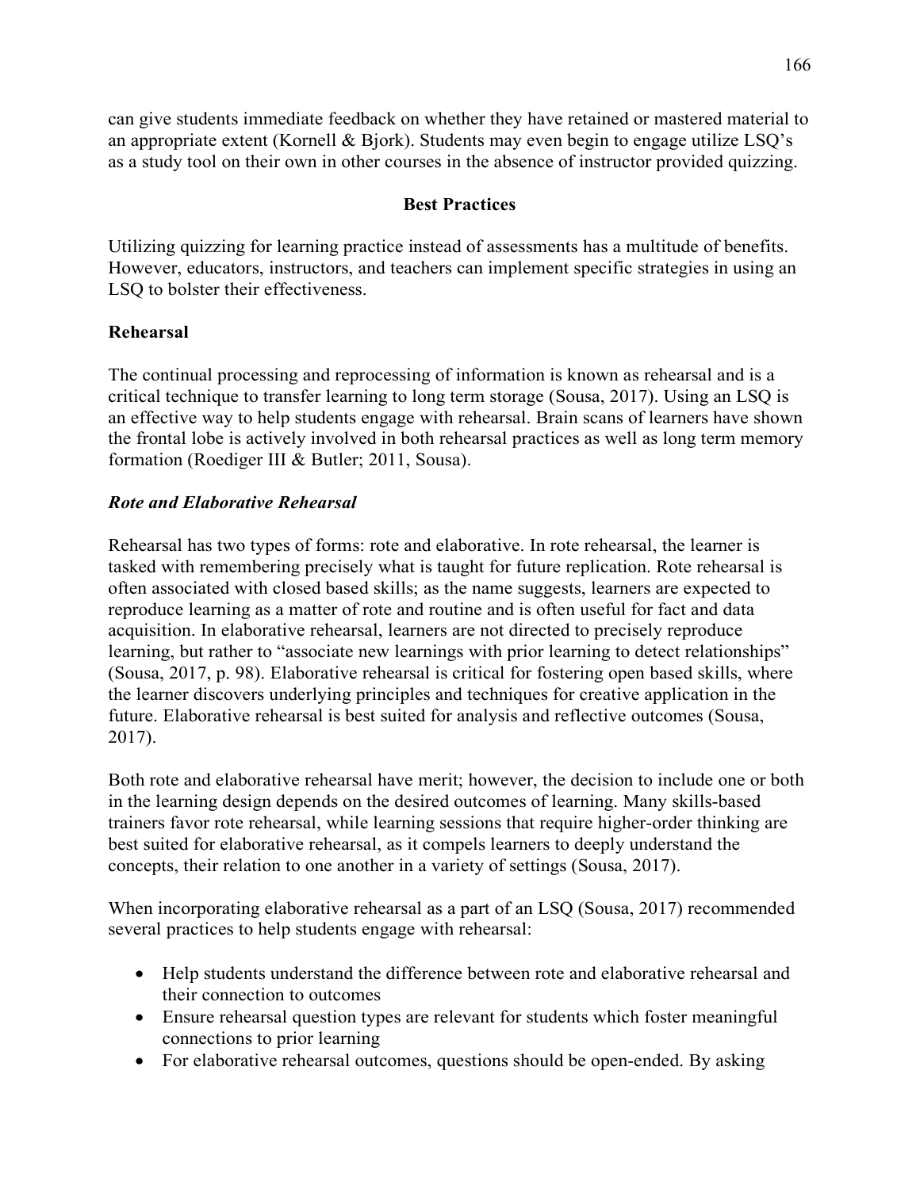can give students immediate feedback on whether they have retained or mastered material to an appropriate extent (Kornell & Bjork). Students may even begin to engage utilize LSQ's as a study tool on their own in other courses in the absence of instructor provided quizzing.

## Best Practices

Utilizing quizzing for learning practice instead of assessments has a multitude of benefits. However, educators, instructors, and teachers can implement specific strategies in using an LSQ to bolster their effectiveness.

### Rehearsal

The continual processing and reprocessing of information is known as rehearsal and is a critical technique to transfer learning to long term storage (Sousa, 2017). Using an LSQ is an effective way to help students engage with rehearsal. Brain scans of learners have shown the frontal lobe is actively involved in both rehearsal practices as well as long term memory formation (Roediger III & Butler; 2011, Sousa).

#### *Rote and Elaborative Rehearsal*

Rehearsal has two types of forms: rote and elaborative. In rote rehearsal, the learner is tasked with remembering precisely what is taught for future replication. Rote rehearsal is often associated with closed based skills; as the name suggests, learners are expected to reproduce learning as a matter of rote and routine and is often useful for fact and data acquisition. In elaborative rehearsal, learners are not directed to precisely reproduce learning, but rather to "associate new learnings with prior learning to detect relationships" (Sousa, 2017, p. 98). Elaborative rehearsal is critical for fostering open based skills, where the learner discovers underlying principles and techniques for creative application in the future. Elaborative rehearsal is best suited for analysis and reflective outcomes (Sousa, 2017).

Both rote and elaborative rehearsal have merit; however, the decision to include one or both in the learning design depends on the desired outcomes of learning. Many skills-based trainers favor rote rehearsal, while learning sessions that require higher-order thinking are best suited for elaborative rehearsal, as it compels learners to deeply understand the concepts, their relation to one another in a variety of settings (Sousa, 2017).

When incorporating elaborative rehearsal as a part of an LSQ (Sousa, 2017) recommended several practices to help students engage with rehearsal:

- Help students understand the difference between rote and elaborative rehearsal and their connection to outcomes
- Ensure rehearsal question types are relevant for students which foster meaningful connections to prior learning
- For elaborative rehearsal outcomes, questions should be open-ended. By asking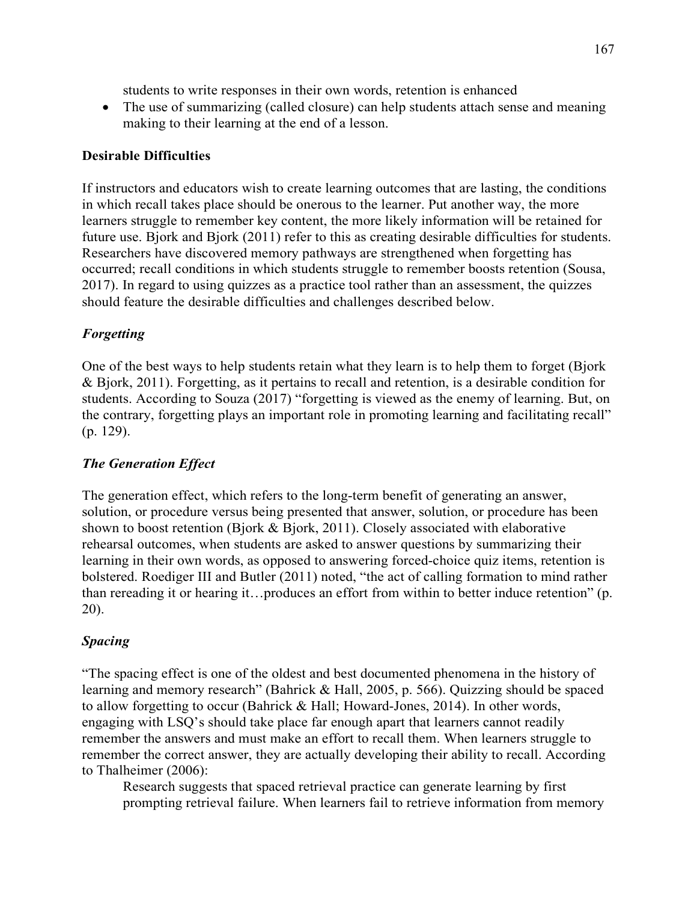students to write responses in their own words, retention is enhanced

- The use of summarizing (called closure) can help students attach sense and meaning making to their learning at the end of a lesson.

**Desirable Difficulties**

If instructors and educators wish to create learning outcomes that are lasting, the conditions in which recall takes place should be onerous to the learner. Put another way, the more learners struggle to remember key content, the more likely information will be retained for future use. Bjork and Bjork (2011) refer to this as creating desirable difficulties for students. Researchers have discovered memory pathways are strengthened when forgetting has occurred; recall conditions in which students struggle to remember boosts retention (Sousa, 2017). In regard to using quizzes as a practice tool rather than an assessment, the quizzes should feature the desirable difficulties and challenges described below.

***Forgetting***

One of the best ways to help students retain what they learn is to help them to forget (Bjork & Bjork, 2011). Forgetting, as it pertains to recall and retention, is a desirable condition for students. According to Souza (2017) "forgetting is viewed as the enemy of learning. But, on the contrary, forgetting plays an important role in promoting learning and facilitating recall" (p. 129).

***The Generation Effect***

The generation effect, which refers to the long-term benefit of generating an answer, solution, or procedure versus being presented that answer, solution, or procedure has been shown to boost retention (Bjork & Bjork, 2011). Closely associated with elaborative rehearsal outcomes, when students are asked to answer questions by summarizing their learning in their own words, as opposed to answering forced-choice quiz items, retention is bolstered. Roediger III and Butler (2011) noted, "the act of calling formation to mind rather than rereading it or hearing it…produces an effort from within to better induce retention" (p. 20).

***Spacing***

"The spacing effect is one of the oldest and best documented phenomena in the history of learning and memory research" (Bahrick & Hall, 2005, p. 566). Quizzing should be spaced to allow forgetting to occur (Bahrick & Hall; Howard-Jones, 2014). In other words, engaging with LSQ's should take place far enough apart that learners cannot readily remember the answers and must make an effort to recall them. When learners struggle to remember the correct answer, they are actually developing their ability to recall. According to Thalheimer (2006):

> Research suggests that spaced retrieval practice can generate learning by first prompting retrieval failure. When learners fail to retrieve information from memory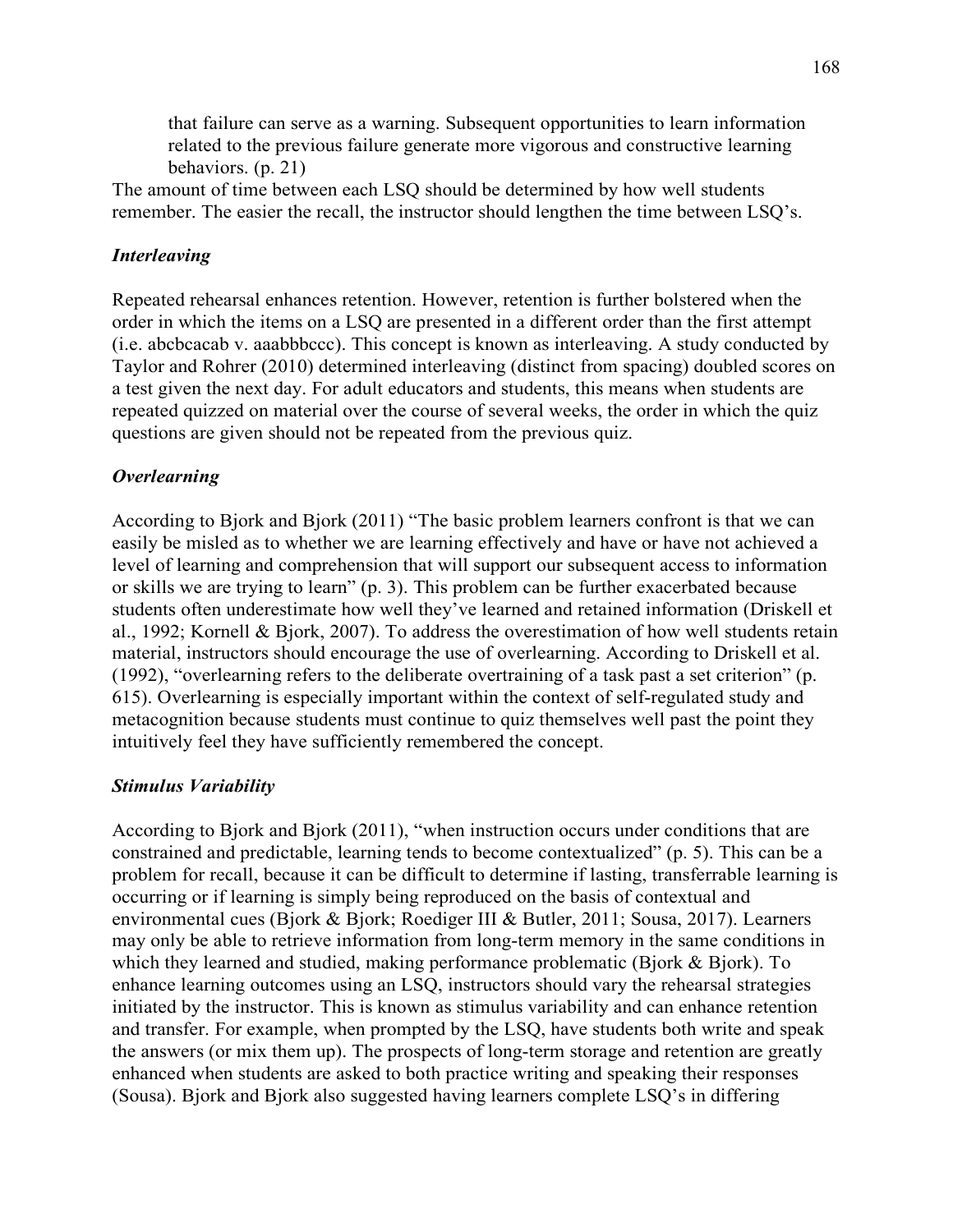> that failure can serve as a warning. Subsequent opportunities to learn information related to the previous failure generate more vigorous and constructive learning behaviors. (p. 21)

The amount of time between each LSQ should be determined by how well students remember. The easier the recall, the instructor should lengthen the time between LSQ's.

### ***Interleaving***

Repeated rehearsal enhances retention. However, retention is further bolstered when the order in which the items on a LSQ are presented in a different order than the first attempt (i.e. abcbcacab v. aaabbbccc). This concept is known as interleaving. A study conducted by Taylor and Rohrer (2010) determined interleaving (distinct from spacing) doubled scores on a test given the next day. For adult educators and students, this means when students are repeated quizzed on material over the course of several weeks, the order in which the quiz questions are given should not be repeated from the previous quiz.

### ***Overlearning***

According to Bjork and Bjork (2011) "The basic problem learners confront is that we can easily be misled as to whether we are learning effectively and have or have not achieved a level of learning and comprehension that will support our subsequent access to information or skills we are trying to learn" (p. 3). This problem can be further exacerbated because students often underestimate how well they've learned and retained information (Driskell et al., 1992; Kornell & Bjork, 2007). To address the overestimation of how well students retain material, instructors should encourage the use of overlearning. According to Driskell et al. (1992), "overlearning refers to the deliberate overtraining of a task past a set criterion" (p. 615). Overlearning is especially important within the context of self-regulated study and metacognition because students must continue to quiz themselves well past the point they intuitively feel they have sufficiently remembered the concept.

### ***Stimulus Variability***

According to Bjork and Bjork (2011), "when instruction occurs under conditions that are constrained and predictable, learning tends to become contextualized" (p. 5). This can be a problem for recall, because it can be difficult to determine if lasting, transferrable learning is occurring or if learning is simply being reproduced on the basis of contextual and environmental cues (Bjork & Bjork; Roediger III & Butler, 2011; Sousa, 2017). Learners may only be able to retrieve information from long-term memory in the same conditions in which they learned and studied, making performance problematic (Bjork & Bjork). To enhance learning outcomes using an LSQ, instructors should vary the rehearsal strategies initiated by the instructor. This is known as stimulus variability and can enhance retention and transfer. For example, when prompted by the LSQ, have students both write and speak the answers (or mix them up). The prospects of long-term storage and retention are greatly enhanced when students are asked to both practice writing and speaking their responses (Sousa). Bjork and Bjork also suggested having learners complete LSQ's in differing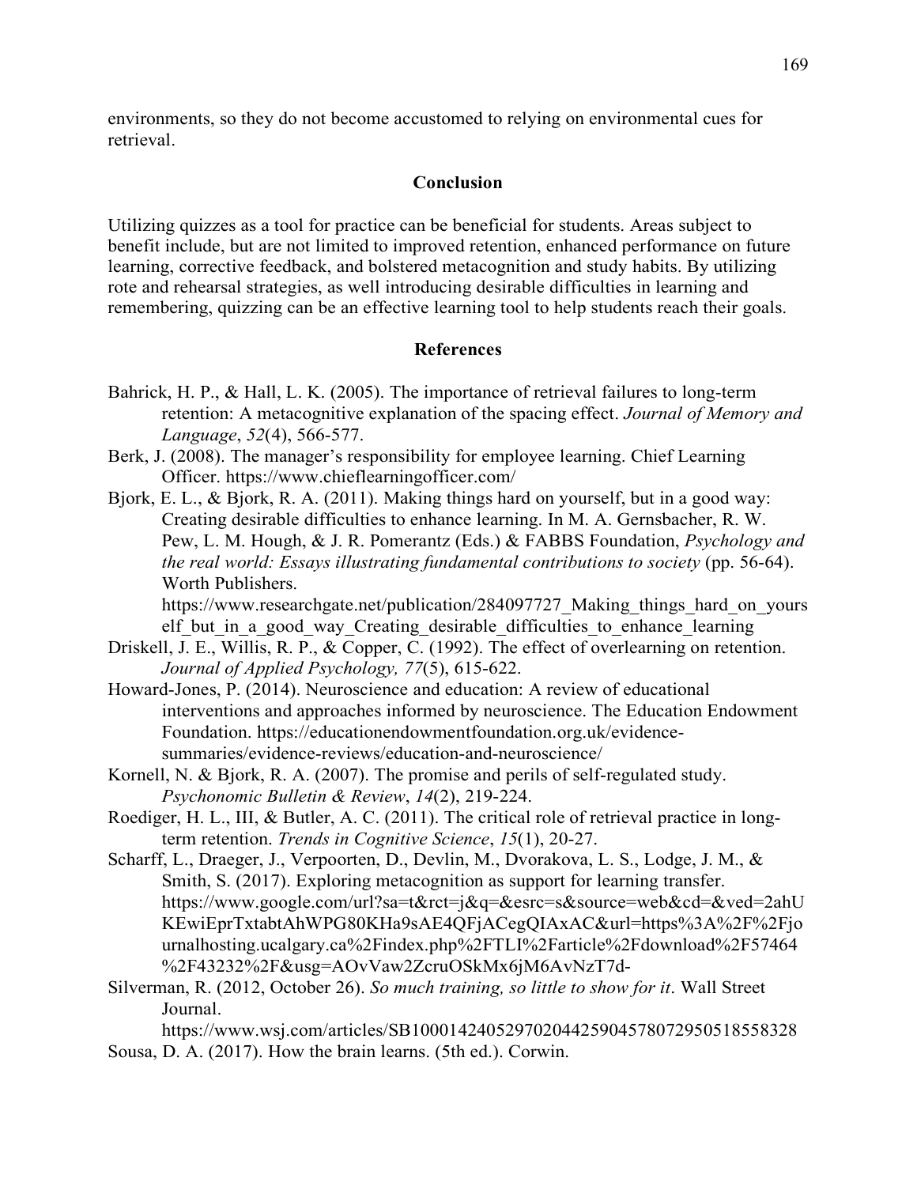environments, so they do not become accustomed to relying on environmental cues for retrieval.

## Conclusion

Utilizing quizzes as a tool for practice can be beneficial for students. Areas subject to benefit include, but are not limited to improved retention, enhanced performance on future learning, corrective feedback, and bolstered metacognition and study habits. By utilizing rote and rehearsal strategies, as well introducing desirable difficulties in learning and remembering, quizzing can be an effective learning tool to help students reach their goals.

## References

Bahrick, H. P., & Hall, L. K. (2005). The importance of retrieval failures to long-term retention: A metacognitive explanation of the spacing effect. *Journal of Memory and Language*, *52*(4), 566-577.

Berk, J. (2008). The manager's responsibility for employee learning. Chief Learning Officer. https://www.chieflearningofficer.com/

Bjork, E. L., & Bjork, R. A. (2011). Making things hard on yourself, but in a good way: Creating desirable difficulties to enhance learning. In M. A. Gernsbacher, R. W. Pew, L. M. Hough, & J. R. Pomerantz (Eds.) & FABBS Foundation, *Psychology and the real world: Essays illustrating fundamental contributions to society* (pp. 56-64). Worth Publishers. https://www.researchgate.net/publication/284097727_Making_things_hard_on_yourself_but_in_a_good_way_Creating_desirable_difficulties_to_enhance_learning

Driskell, J. E., Willis, R. P., & Copper, C. (1992). The effect of overlearning on retention. *Journal of Applied Psychology, 77*(5), 615-622.

Howard-Jones, P. (2014). Neuroscience and education: A review of educational interventions and approaches informed by neuroscience. The Education Endowment Foundation. https://educationendowmentfoundation.org.uk/evidence-summaries/evidence-reviews/education-and-neuroscience/

Kornell, N. & Bjork, R. A. (2007). The promise and perils of self-regulated study. *Psychonomic Bulletin & Review*, *14*(2), 219-224.

Roediger, H. L., III, & Butler, A. C. (2011). The critical role of retrieval practice in long-term retention. *Trends in Cognitive Science*, *15*(1), 20-27.

Scharff, L., Draeger, J., Verpoorten, D., Devlin, M., Dvorakova, L. S., Lodge, J. M., & Smith, S. (2017). Exploring metacognition as support for learning transfer. https://www.google.com/url?sa=t&rct=j&q=&esrc=s&source=web&cd=&ved=2ahUKEwiEprTxtabtAhWPG80KHa9sAE4QFjACegQIAxAC&url=https%3A%2F%2Fjournalhosting.ucalgary.ca%2Findex.php%2FTLI%2Farticle%2Fdownload%2F57464%2F43232%2F&usg=AOvVaw2ZcruOSkMx6jM6AvNzT7d-

Silverman, R. (2012, October 26). *So much training, so little to show for it*. Wall Street Journal. https://www.wsj.com/articles/SB10001424052970204425904578072950518558328

Sousa, D. A. (2017). How the brain learns. (5th ed.). Corwin.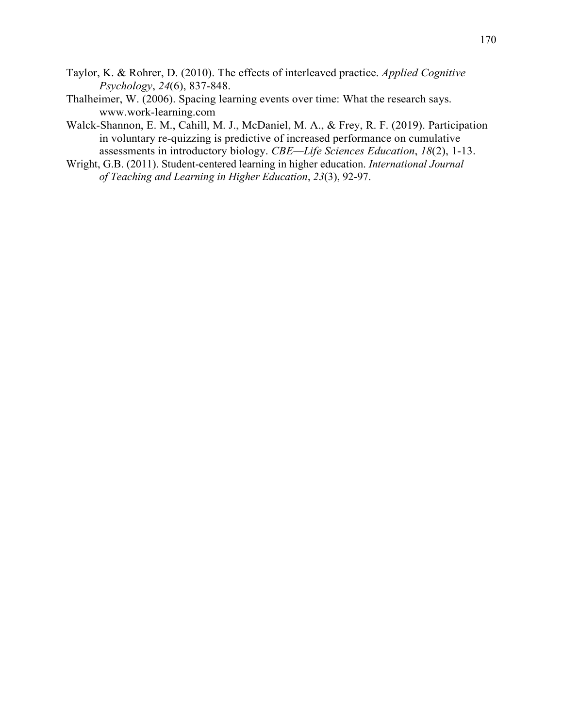Taylor, K. & Rohrer, D. (2010). The effects of interleaved practice. *Applied Cognitive Psychology*, *24*(6), 837-848.

Thalheimer, W. (2006). Spacing learning events over time: What the research says. www.work-learning.com

Walck-Shannon, E. M., Cahill, M. J., McDaniel, M. A., & Frey, R. F. (2019). Participation in voluntary re-quizzing is predictive of increased performance on cumulative assessments in introductory biology. *CBE—Life Sciences Education*, *18*(2), 1-13.

Wright, G.B. (2011). Student-centered learning in higher education. *International Journal of Teaching and Learning in Higher Education*, *23*(3), 92-97.